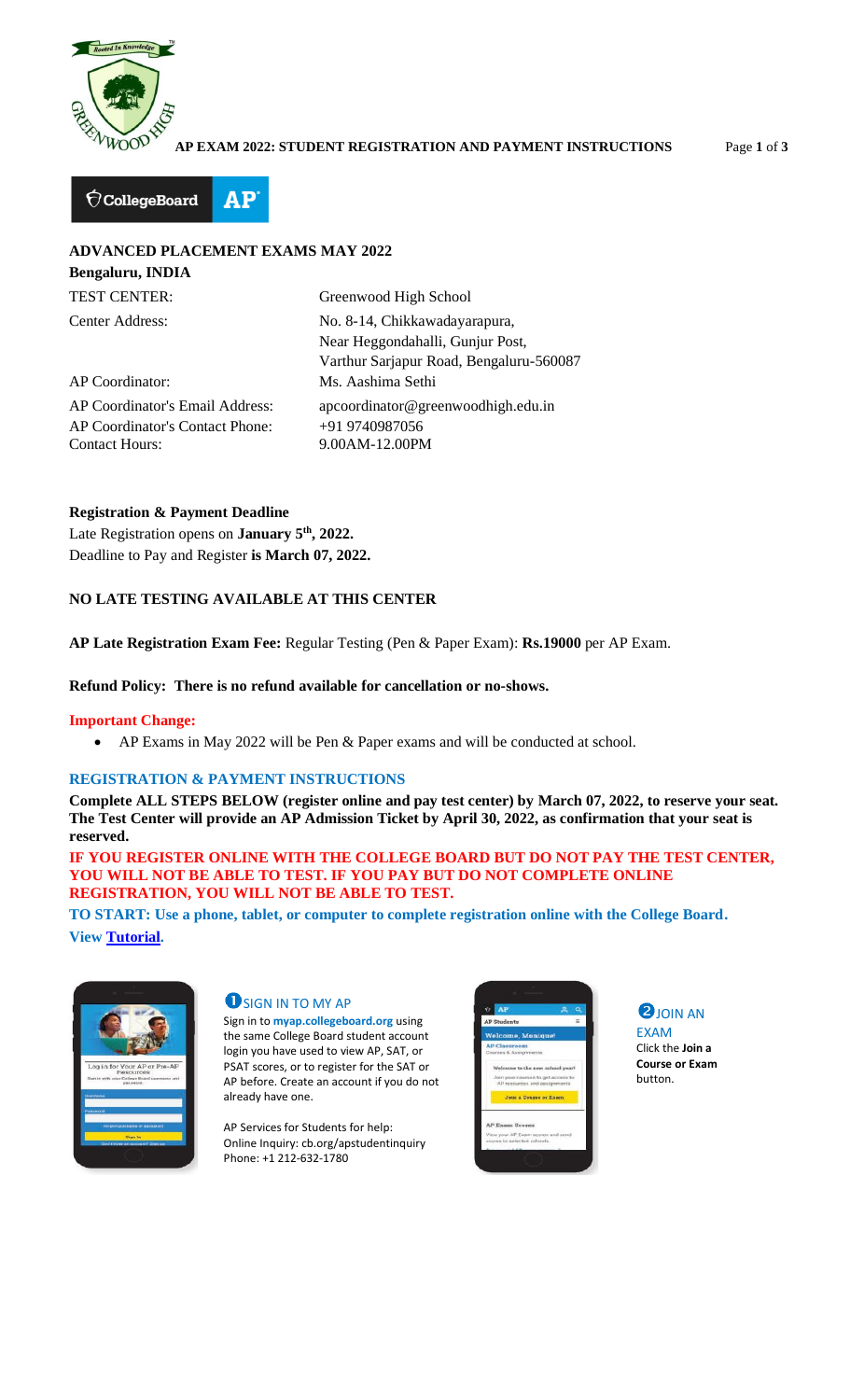**AP EXAM 2022: STUDENT REGISTRATION AND PAYMENT INSTRUCTIONS**

## ADVANCED PLACEMENT EXAMS MAY 2022

**Bengaluru, INDIA**

| | |
|---|---|
| TEST CENTER: | Greenwood High School |
| Center Address: | No. 8-14, Chikkawadayarapura, Near Heggondahalli, Gunjur Post, Varthur Sarjapur Road, Bengaluru-560087 |
| AP Coordinator: | Ms. Aashima Sethi |
| AP Coordinator's Email Address: | apcoordinator@greenwoodhigh.edu.in |
| AP Coordinator's Contact Phone: | +91 9740987056 |
| Contact Hours: | 9.00AM-12.00PM |

**Registration & Payment Deadline**

Late Registration opens on **January 5th, 2022.**
Deadline to Pay and Register **is March 07, 2022.**

**NO LATE TESTING AVAILABLE AT THIS CENTER**

**AP Late Registration Exam Fee:** Regular Testing (Pen & Paper Exam): **Rs.19000** per AP Exam.

**Refund Policy: There is no refund available for cancellation or no-shows.**

**Important Change:**

- AP Exams in May 2022 will be Pen & Paper exams and will be conducted at school.

### REGISTRATION & PAYMENT INSTRUCTIONS

**Complete ALL STEPS BELOW (register online and pay test center) by March 07, 2022, to reserve your seat. The Test Center will provide an AP Admission Ticket by April 30, 2022, as confirmation that your seat is reserved.**

**IF YOU REGISTER ONLINE WITH THE COLLEGE BOARD BUT DO NOT PAY THE TEST CENTER, YOU WILL NOT BE ABLE TO TEST. IF YOU PAY BUT DO NOT COMPLETE ONLINE REGISTRATION, YOU WILL NOT BE ABLE TO TEST.**

**TO START: Use a phone, tablet, or computer to complete registration online with the College Board.**

**View Tutorial.**

**1 SIGN IN TO MY AP**

Sign in to **myap.collegeboard.org** using the same College Board student account login you have used to view AP, SAT, or PSAT scores, or to register for the SAT or AP before. Create an account if you do not already have one.

AP Services for Students for help:
Online Inquiry: cb.org/apstudentinquiry
Phone: +1 212-632-1780

**2 JOIN AN EXAM**

Click the **Join a Course or Exam** button.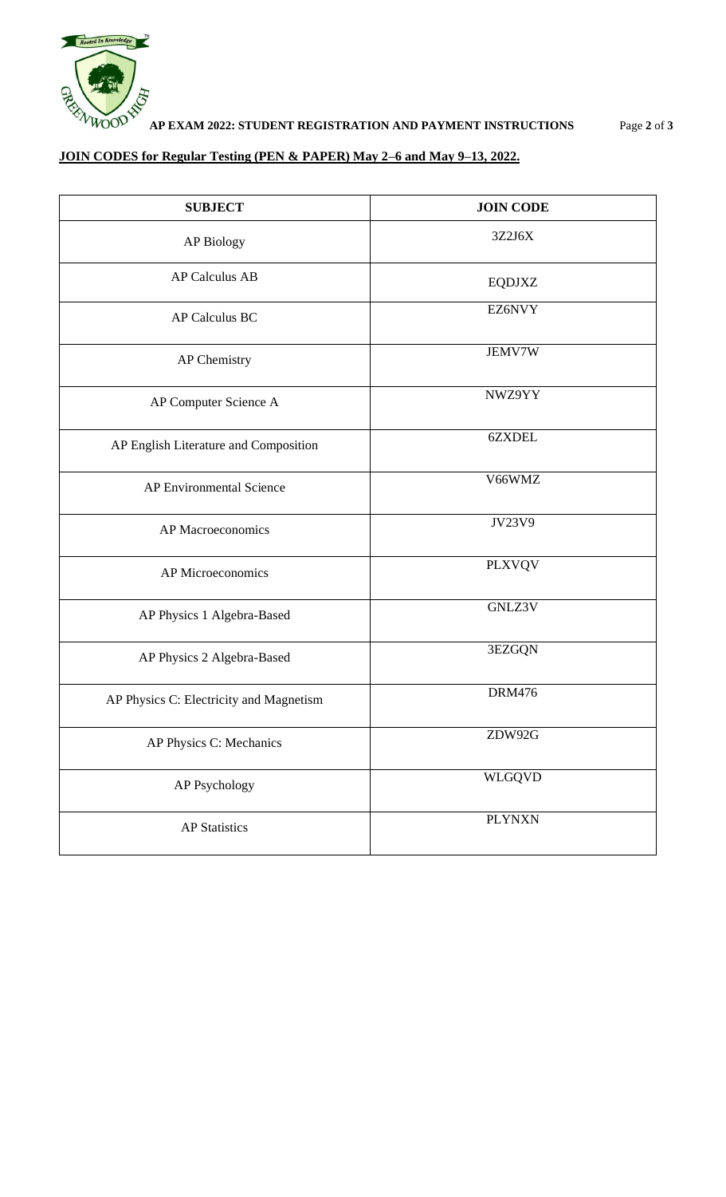## JOIN CODES for Regular Testing (PEN & PAPER) May 2–6 and May 9–13, 2022.

| SUBJECT | JOIN CODE |
|---|---|
| AP Biology | 3Z2J6X |
| AP Calculus AB | EQDJXZ |
| AP Calculus BC | EZ6NVY |
| AP Chemistry | JEMV7W |
| AP Computer Science A | NWZ9YY |
| AP English Literature and Composition | 6ZXDEL |
| AP Environmental Science | V66WMZ |
| AP Macroeconomics | JV23V9 |
| AP Microeconomics | PLXVQV |
| AP Physics 1 Algebra-Based | GNLZ3V |
| AP Physics 2 Algebra-Based | 3EZGQN |
| AP Physics C: Electricity and Magnetism | DRM476 |
| AP Physics C: Mechanics | ZDW92G |
| AP Psychology | WLGQVD |
| AP Statistics | PLYNXN |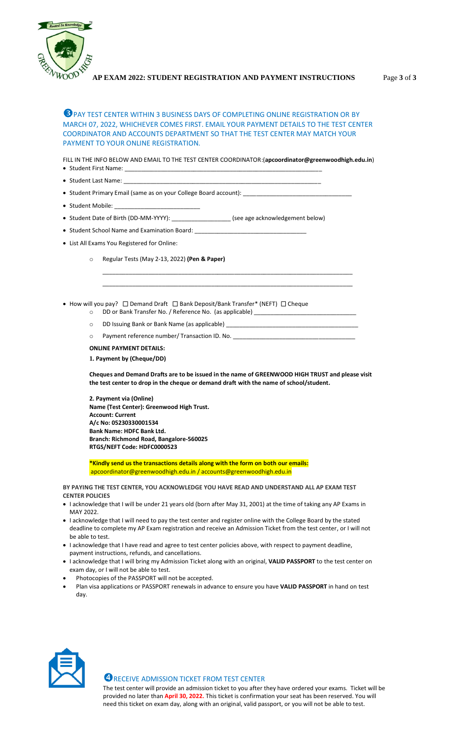## ❸ PAY TEST CENTER WITHIN 3 BUSINESS DAYS OF COMPLETING ONLINE REGISTRATION OR BY MARCH 07, 2022, WHICHEVER COMES FIRST. EMAIL YOUR PAYMENT DETAILS TO THE TEST CENTER COORDINATOR AND ACCOUNTS DEPARTMENT SO THAT THE TEST CENTER MAY MATCH YOUR PAYMENT TO YOUR ONLINE REGISTRATION.

FILL IN THE INFO BELOW AND EMAIL TO THE TEST CENTER COORDINATOR:(**apcoordinator@greenwoodhigh.edu.in**)

- Student First Name: ____________________________________________
- Student Last Name: ____________________________________________
- Student Primary Email (same as on your College Board account): ______________________
- Student Mobile: ____________________
- Student Date of Birth (DD-MM-YYYY): ______________ (see age acknowledgement below)
- Student School Name and Examination Board: ________________________
- List All Exams You Registered for Online:
  - Regular Tests (May 2-13, 2022) **(Pen & Paper)**

    ____________________________________________________________

    ____________________________________________________________

- How will you pay? ☐ Demand Draft ☐ Bank Deposit/Bank Transfer* (NEFT) ☐ Cheque
  - DD or Bank Transfer No. / Reference No. (as applicable) ______________________
  - DD Issuing Bank or Bank Name (as applicable) ______________________________
  - Payment reference number/ Transaction ID. No. ____________________________

**ONLINE PAYMENT DETAILS:**

**1. Payment by (Cheque/DD)**

**Cheques and Demand Drafts are to be issued in the name of GREENWOOD HIGH TRUST and please visit the test center to drop in the cheque or demand draft with the name of school/student.**

**2. Payment via (Online)**
**Name (Test Center): Greenwood High Trust.**
**Account: Current**
**A/c No: 05230330001534**
**Bank Name: HDFC Bank Ltd.**
**Branch: Richmond Road, Bangalore-560025**
**RTGS/NEFT Code: HDFC0000523**

***Kindly send us the transactions details along with the form on both our emails:**
apcoordinator@greenwoodhigh.edu.in / accounts@greenwoodhigh.edu.in

**BY PAYING THE TEST CENTER, YOU ACKNOWLEDGE YOU HAVE READ AND UNDERSTAND ALL AP EXAM TEST CENTER POLICIES**

- I acknowledge that I will be under 21 years old (born after May 31, 2001) at the time of taking any AP Exams in MAY 2022.
- I acknowledge that I will need to pay the test center and register online with the College Board by the stated deadline to complete my AP Exam registration and receive an Admission Ticket from the test center, or I will not be able to test.
- I acknowledge that I have read and agree to test center policies above, with respect to payment deadline, payment instructions, refunds, and cancellations.
- I acknowledge that I will bring my Admission Ticket along with an original, **VALID PASSPORT** to the test center on exam day, or I will not be able to test.
- Photocopies of the PASSPORT will not be accepted.
- Plan visa applications or PASSPORT renewals in advance to ensure you have **VALID PASSPORT** in hand on test day.

## ❹ RECEIVE ADMISSION TICKET FROM TEST CENTER

The test center will provide an admission ticket to you after they have ordered your exams. Ticket will be provided no later than **April 30, 2022.** This ticket is confirmation your seat has been reserved. You will need this ticket on exam day, along with an original, valid passport, or you will not be able to test.